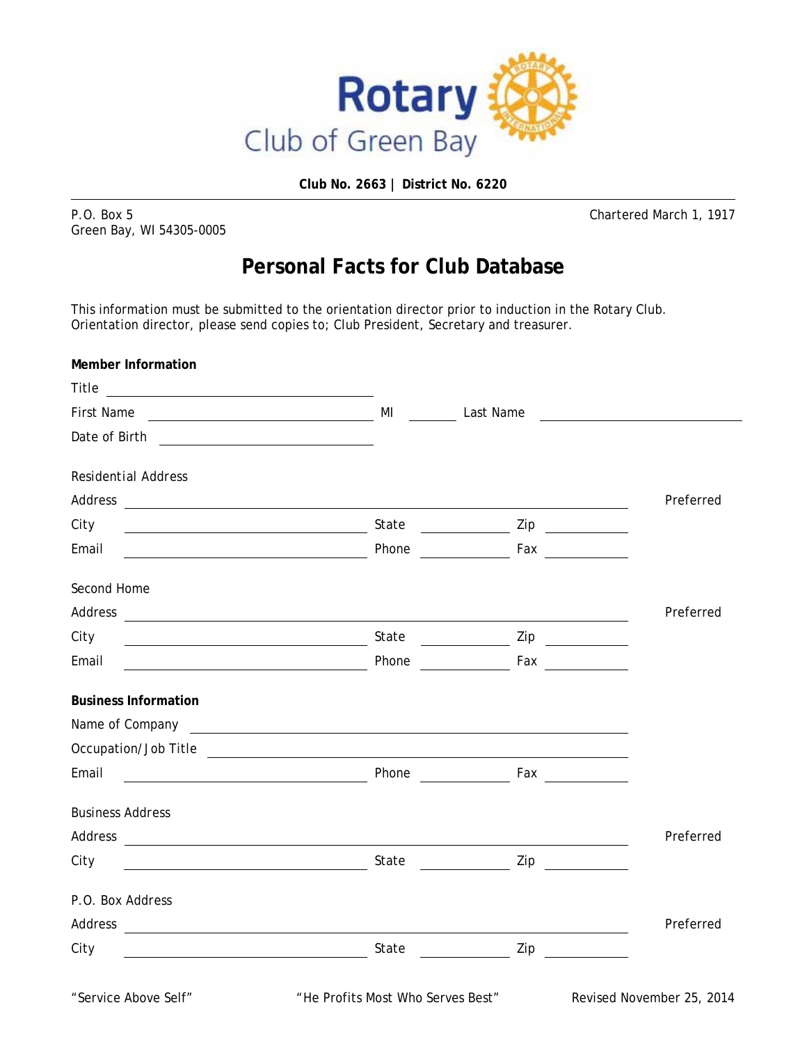# Rotary Club of Green Bay

**Club No. 2663 | District No. 6220**

P.O. Box 5
Green Bay, WI 54305-0005

Chartered March 1, 1917

## Personal Facts for Club Database

This information must be submitted to the orientation director prior to induction in the Rotary Club. Orientation director, please send copies to; Club President, Secretary and treasurer.

**Member Information**

Title ______________________________

First Name ______________________ MI ______ Last Name ______________________

Date of Birth ______________________

Residential Address

Address ______________________________________________ Preferred

City ______________________ State __________ Zip __________

Email ______________________ Phone __________ Fax __________

Second Home

Address ______________________________________________ Preferred

City ______________________ State __________ Zip __________

Email ______________________ Phone __________ Fax __________

**Business Information**

Name of Company ______________________________________________

Occupation/Job Title ______________________________________________

Email ______________________ Phone __________ Fax __________

Business Address

Address ______________________________________________ Preferred

City ______________________ State __________ Zip __________

P.O. Box Address

Address ______________________________________________ Preferred

City ______________________ State __________ Zip __________

"Service Above Self" "He Profits Most Who Serves Best" Revised November 25, 2014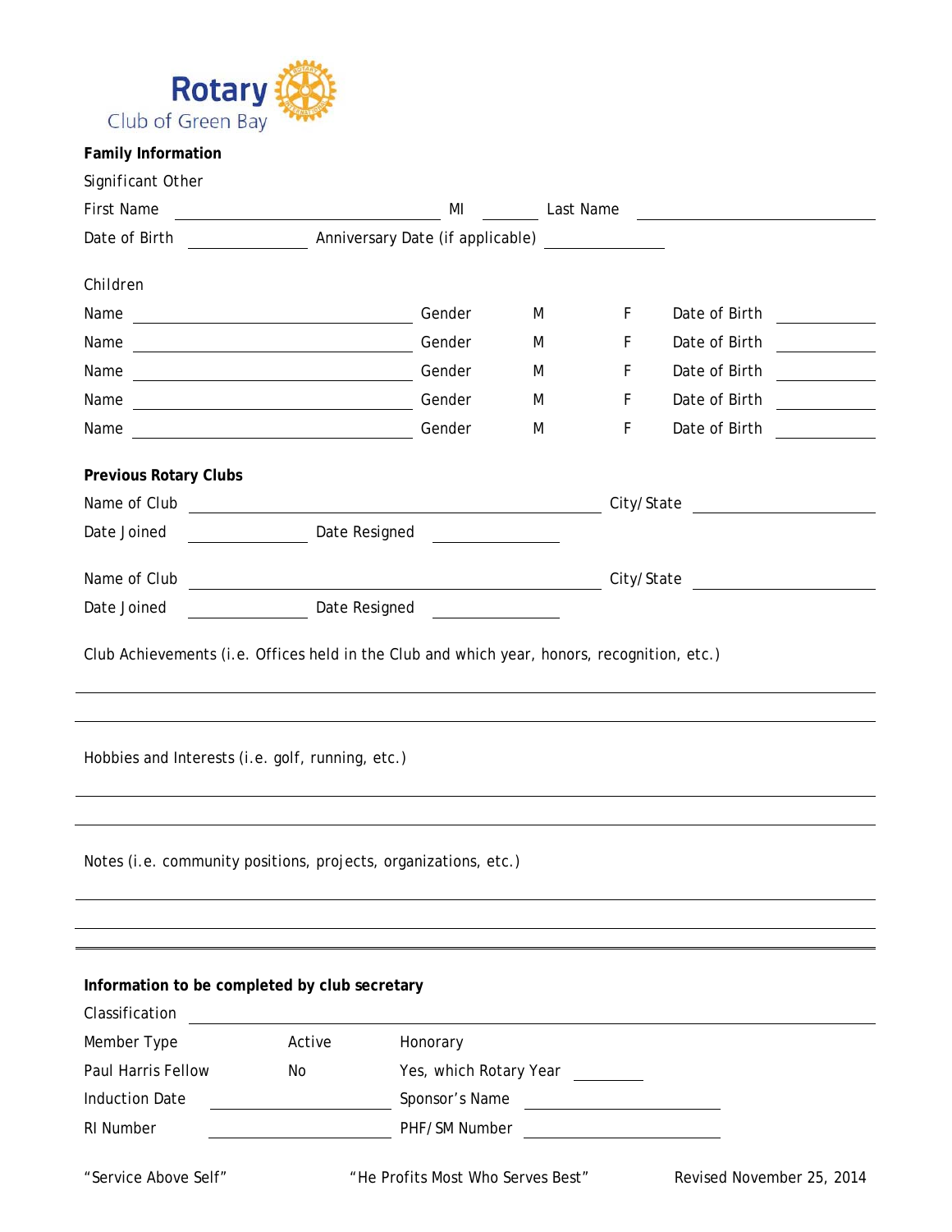Rotary Club of Green Bay

**Family Information**

Significant Other

First Name ______________________ MI ______ Last Name ______________________

Date of Birth ____________ Anniversary Date (if applicable) ____________

Children

Name ______________________ Gender M F Date of Birth ____________

Name ______________________ Gender M F Date of Birth ____________

Name ______________________ Gender M F Date of Birth ____________

Name ______________________ Gender M F Date of Birth ____________

Name ______________________ Gender M F Date of Birth ____________

**Previous Rotary Clubs**

Name of Club ______________________________ City/State ______________

Date Joined ____________ Date Resigned ____________

Name of Club ______________________________ City/State ______________

Date Joined ____________ Date Resigned ____________

Club Achievements (i.e. Offices held in the Club and which year, honors, recognition, etc.)

________________________________________________________________________

________________________________________________________________________

Hobbies and Interests (i.e. golf, running, etc.)

________________________________________________________________________

________________________________________________________________________

Notes (i.e. community positions, projects, organizations, etc.)

________________________________________________________________________

________________________________________________________________________

**Information to be completed by club secretary**

Classification ______________________________________________________

Member Type Active Honorary

Paul Harris Fellow No Yes, which Rotary Year ________

Induction Date ______________ Sponsor's Name ______________

RI Number ______________ PHF/SM Number ______________

"Service Above Self" "He Profits Most Who Serves Best" Revised November 25, 2014